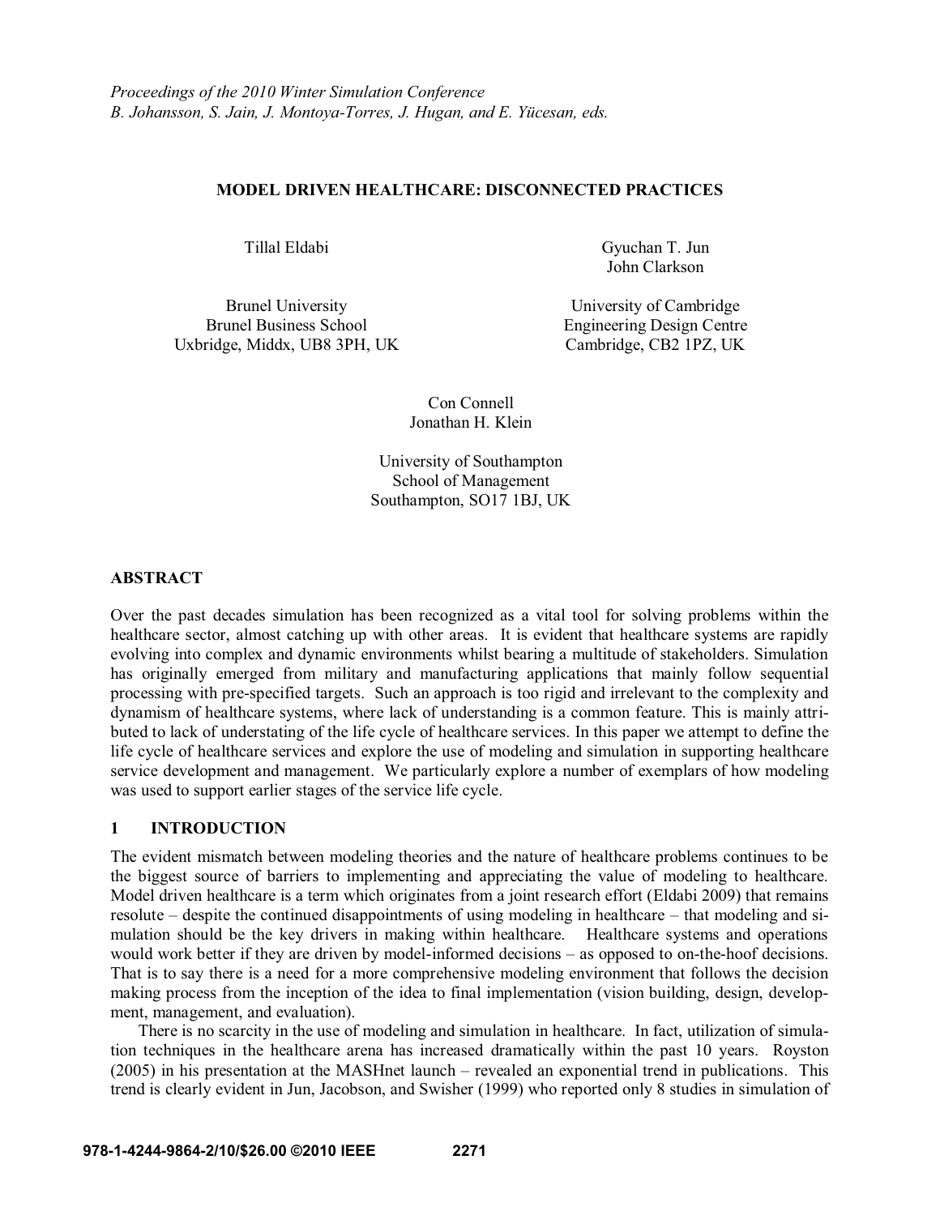*Proceedings of the 2010 Winter Simulation Conference*
*B. Johansson, S. Jain, J. Montoya-Torres, J. Hugan, and E. Yücesan, eds.*

# MODEL DRIVEN HEALTHCARE: DISCONNECTED PRACTICES

Tillal Eldabi

Brunel University
Brunel Business School
Uxbridge, Middx, UB8 3PH, UK

Gyuchan T. Jun
John Clarkson

University of Cambridge
Engineering Design Centre
Cambridge, CB2 1PZ, UK

Con Connell
Jonathan H. Klein

University of Southampton
School of Management
Southampton, SO17 1BJ, UK

## ABSTRACT

Over the past decades simulation has been recognized as a vital tool for solving problems within the healthcare sector, almost catching up with other areas. It is evident that healthcare systems are rapidly evolving into complex and dynamic environments whilst bearing a multitude of stakeholders. Simulation has originally emerged from military and manufacturing applications that mainly follow sequential processing with pre-specified targets. Such an approach is too rigid and irrelevant to the complexity and dynamism of healthcare systems, where lack of understanding is a common feature. This is mainly attributed to lack of understating of the life cycle of healthcare services. In this paper we attempt to define the life cycle of healthcare services and explore the use of modeling and simulation in supporting healthcare service development and management. We particularly explore a number of exemplars of how modeling was used to support earlier stages of the service life cycle.

## 1 INTRODUCTION

The evident mismatch between modeling theories and the nature of healthcare problems continues to be the biggest source of barriers to implementing and appreciating the value of modeling to healthcare. Model driven healthcare is a term which originates from a joint research effort (Eldabi 2009) that remains resolute – despite the continued disappointments of using modeling in healthcare – that modeling and simulation should be the key drivers in making within healthcare. Healthcare systems and operations would work better if they are driven by model-informed decisions – as opposed to on-the-hoof decisions. That is to say there is a need for a more comprehensive modeling environment that follows the decision making process from the inception of the idea to final implementation (vision building, design, development, management, and evaluation).

There is no scarcity in the use of modeling and simulation in healthcare. In fact, utilization of simulation techniques in the healthcare arena has increased dramatically within the past 10 years. Royston (2005) in his presentation at the MASHnet launch – revealed an exponential trend in publications. This trend is clearly evident in Jun, Jacobson, and Swisher (1999) who reported only 8 studies in simulation of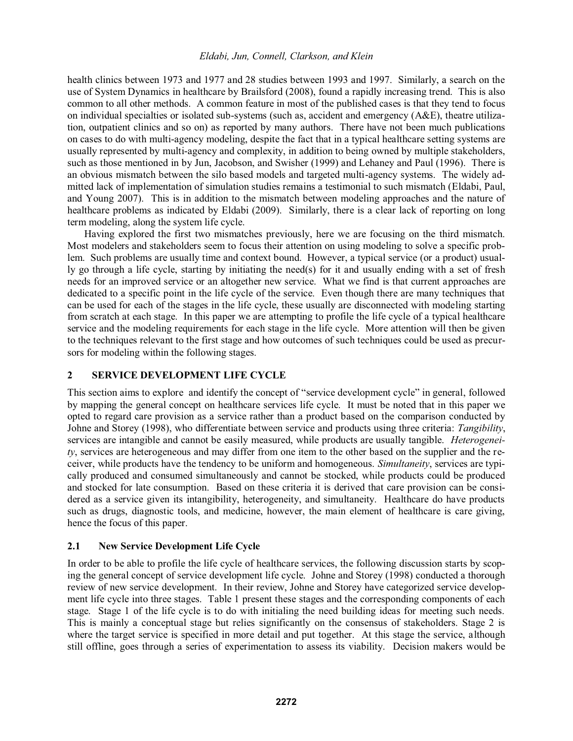health clinics between 1973 and 1977 and 28 studies between 1993 and 1997. Similarly, a search on the use of System Dynamics in healthcare by Brailsford (2008), found a rapidly increasing trend. This is also common to all other methods. A common feature in most of the published cases is that they tend to focus on individual specialties or isolated sub-systems (such as, accident and emergency (A&E), theatre utilization, outpatient clinics and so on) as reported by many authors. There have not been much publications on cases to do with multi-agency modeling, despite the fact that in a typical healthcare setting systems are usually represented by multi-agency and complexity, in addition to being owned by multiple stakeholders, such as those mentioned in by Jun, Jacobson, and Swisher (1999) and Lehaney and Paul (1996). There is an obvious mismatch between the silo based models and targeted multi-agency systems. The widely admitted lack of implementation of simulation studies remains a testimonial to such mismatch (Eldabi, Paul, and Young 2007). This is in addition to the mismatch between modeling approaches and the nature of healthcare problems as indicated by Eldabi (2009). Similarly, there is a clear lack of reporting on long term modeling, along the system life cycle.

Having explored the first two mismatches previously, here we are focusing on the third mismatch. Most modelers and stakeholders seem to focus their attention on using modeling to solve a specific problem. Such problems are usually time and context bound. However, a typical service (or a product) usually go through a life cycle, starting by initiating the need(s) for it and usually ending with a set of fresh needs for an improved service or an altogether new service. What we find is that current approaches are dedicated to a specific point in the life cycle of the service. Even though there are many techniques that can be used for each of the stages in the life cycle, these usually are disconnected with modeling starting from scratch at each stage. In this paper we are attempting to profile the life cycle of a typical healthcare service and the modeling requirements for each stage in the life cycle. More attention will then be given to the techniques relevant to the first stage and how outcomes of such techniques could be used as precursors for modeling within the following stages.

## 2 SERVICE DEVELOPMENT LIFE CYCLE

This section aims to explore and identify the concept of "service development cycle" in general, followed by mapping the general concept on healthcare services life cycle. It must be noted that in this paper we opted to regard care provision as a service rather than a product based on the comparison conducted by Johne and Storey (1998), who differentiate between service and products using three criteria: *Tangibility*, services are intangible and cannot be easily measured, while products are usually tangible. *Heterogeneity*, services are heterogeneous and may differ from one item to the other based on the supplier and the receiver, while products have the tendency to be uniform and homogeneous. *Simultaneity*, services are typically produced and consumed simultaneously and cannot be stocked, while products could be produced and stocked for late consumption. Based on these criteria it is derived that care provision can be considered as a service given its intangibility, heterogeneity, and simultaneity. Healthcare do have products such as drugs, diagnostic tools, and medicine, however, the main element of healthcare is care giving, hence the focus of this paper.

### 2.1 New Service Development Life Cycle

In order to be able to profile the life cycle of healthcare services, the following discussion starts by scoping the general concept of service development life cycle. Johne and Storey (1998) conducted a thorough review of new service development. In their review, Johne and Storey have categorized service development life cycle into three stages. Table 1 present these stages and the corresponding components of each stage. Stage 1 of the life cycle is to do with initialing the need building ideas for meeting such needs. This is mainly a conceptual stage but relies significantly on the consensus of stakeholders. Stage 2 is where the target service is specified in more detail and put together. At this stage the service, although still offline, goes through a series of experimentation to assess its viability. Decision makers would be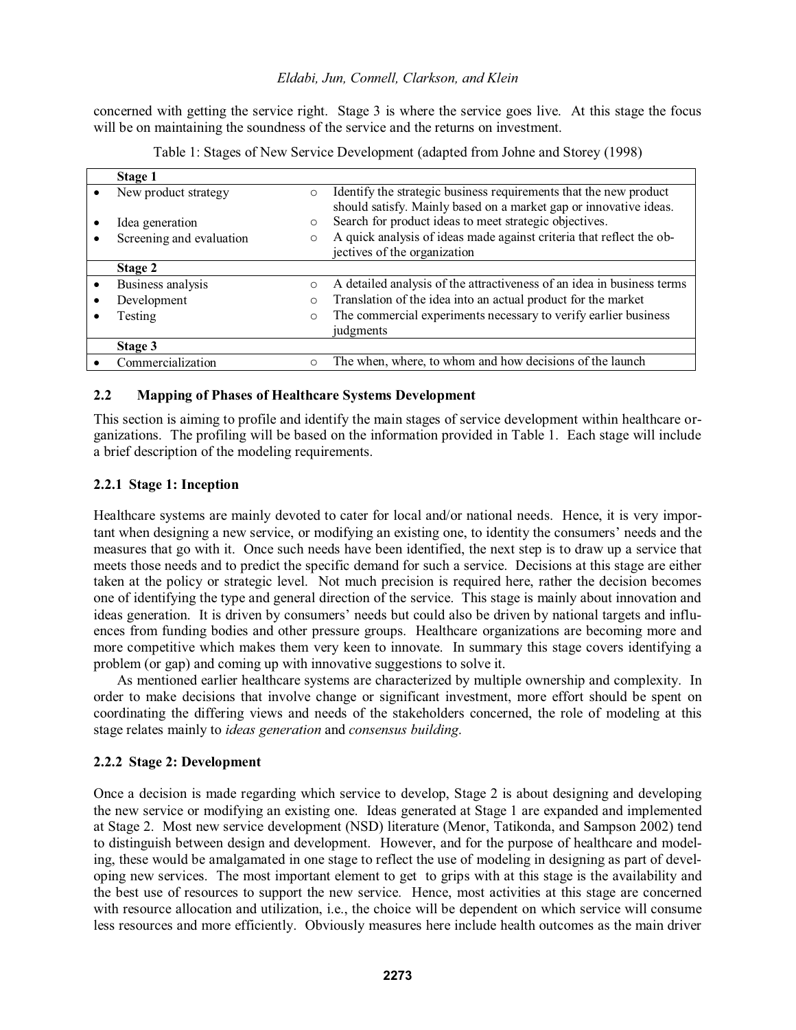concerned with getting the service right. Stage 3 is where the service goes live. At this stage the focus will be on maintaining the soundness of the service and the returns on investment.

Table 1: Stages of New Service Development (adapted from Johne and Storey (1998)

| Stage | Description |
|---|---|
| **Stage 1** | |
| • New product strategy | ○ Identify the strategic business requirements that the new product should satisfy. Mainly based on a market gap or innovative ideas. |
| • Idea generation | ○ Search for product ideas to meet strategic objectives. |
| • Screening and evaluation | ○ A quick analysis of ideas made against criteria that reflect the objectives of the organization |
| **Stage 2** | |
| • Business analysis | ○ A detailed analysis of the attractiveness of an idea in business terms |
| • Development | ○ Translation of the idea into an actual product for the market |
| • Testing | ○ The commercial experiments necessary to verify earlier business judgments |
| **Stage 3** | |
| • Commercialization | ○ The when, where, to whom and how decisions of the launch |

## 2.2 Mapping of Phases of Healthcare Systems Development

This section is aiming to profile and identify the main stages of service development within healthcare organizations. The profiling will be based on the information provided in Table 1. Each stage will include a brief description of the modeling requirements.

### 2.2.1 Stage 1: Inception

Healthcare systems are mainly devoted to cater for local and/or national needs. Hence, it is very important when designing a new service, or modifying an existing one, to identity the consumers' needs and the measures that go with it. Once such needs have been identified, the next step is to draw up a service that meets those needs and to predict the specific demand for such a service. Decisions at this stage are either taken at the policy or strategic level. Not much precision is required here, rather the decision becomes one of identifying the type and general direction of the service. This stage is mainly about innovation and ideas generation. It is driven by consumers' needs but could also be driven by national targets and influences from funding bodies and other pressure groups. Healthcare organizations are becoming more and more competitive which makes them very keen to innovate. In summary this stage covers identifying a problem (or gap) and coming up with innovative suggestions to solve it.

As mentioned earlier healthcare systems are characterized by multiple ownership and complexity. In order to make decisions that involve change or significant investment, more effort should be spent on coordinating the differing views and needs of the stakeholders concerned, the role of modeling at this stage relates mainly to *ideas generation* and *consensus building*.

### 2.2.2 Stage 2: Development

Once a decision is made regarding which service to develop, Stage 2 is about designing and developing the new service or modifying an existing one. Ideas generated at Stage 1 are expanded and implemented at Stage 2. Most new service development (NSD) literature (Menor, Tatikonda, and Sampson 2002) tend to distinguish between design and development. However, and for the purpose of healthcare and modeling, these would be amalgamated in one stage to reflect the use of modeling in designing as part of developing new services. The most important element to get to grips with at this stage is the availability and the best use of resources to support the new service. Hence, most activities at this stage are concerned with resource allocation and utilization, i.e., the choice will be dependent on which service will consume less resources and more efficiently. Obviously measures here include health outcomes as the main driver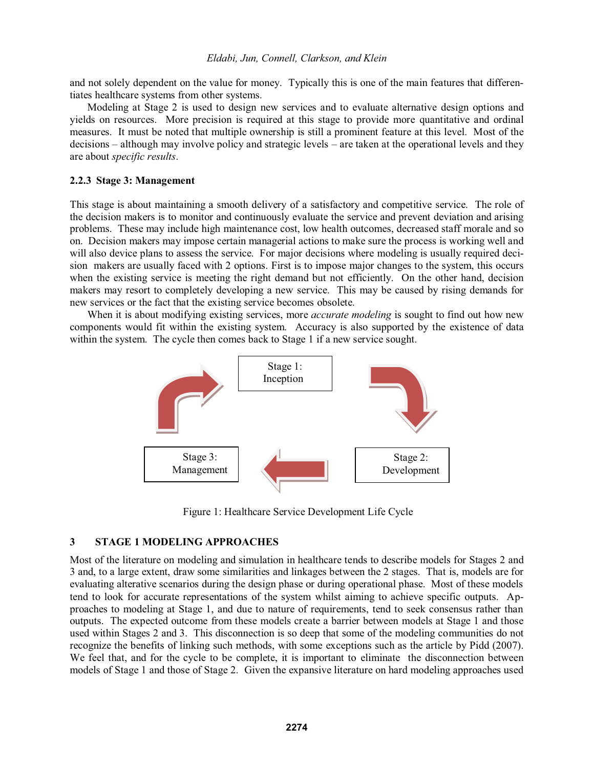and not solely dependent on the value for money. Typically this is one of the main features that differentiates healthcare systems from other systems.

Modeling at Stage 2 is used to design new services and to evaluate alternative design options and yields on resources. More precision is required at this stage to provide more quantitative and ordinal measures. It must be noted that multiple ownership is still a prominent feature at this level. Most of the decisions – although may involve policy and strategic levels – are taken at the operational levels and they are about *specific results*.

### 2.2.3 Stage 3: Management

This stage is about maintaining a smooth delivery of a satisfactory and competitive service. The role of the decision makers is to monitor and continuously evaluate the service and prevent deviation and arising problems. These may include high maintenance cost, low health outcomes, decreased staff morale and so on. Decision makers may impose certain managerial actions to make sure the process is working well and will also device plans to assess the service. For major decisions where modeling is usually required decision makers are usually faced with 2 options. First is to impose major changes to the system, this occurs when the existing service is meeting the right demand but not efficiently. On the other hand, decision makers may resort to completely developing a new service. This may be caused by rising demands for new services or the fact that the existing service becomes obsolete.

When it is about modifying existing services, more *accurate modeling* is sought to find out how new components would fit within the existing system. Accuracy is also supported by the existence of data within the system. The cycle then comes back to Stage 1 if a new service sought.

Stage 1: Inception

Stage 2: Development

Stage 3: Management

Figure 1: Healthcare Service Development Life Cycle

## 3 STAGE 1 MODELING APPROACHES

Most of the literature on modeling and simulation in healthcare tends to describe models for Stages 2 and 3 and, to a large extent, draw some similarities and linkages between the 2 stages. That is, models are for evaluating alterative scenarios during the design phase or during operational phase. Most of these models tend to look for accurate representations of the system whilst aiming to achieve specific outputs. Approaches to modeling at Stage 1, and due to nature of requirements, tend to seek consensus rather than outputs. The expected outcome from these models create a barrier between models at Stage 1 and those used within Stages 2 and 3. This disconnection is so deep that some of the modeling communities do not recognize the benefits of linking such methods, with some exceptions such as the article by Pidd (2007). We feel that, and for the cycle to be complete, it is important to eliminate the disconnection between models of Stage 1 and those of Stage 2. Given the expansive literature on hard modeling approaches used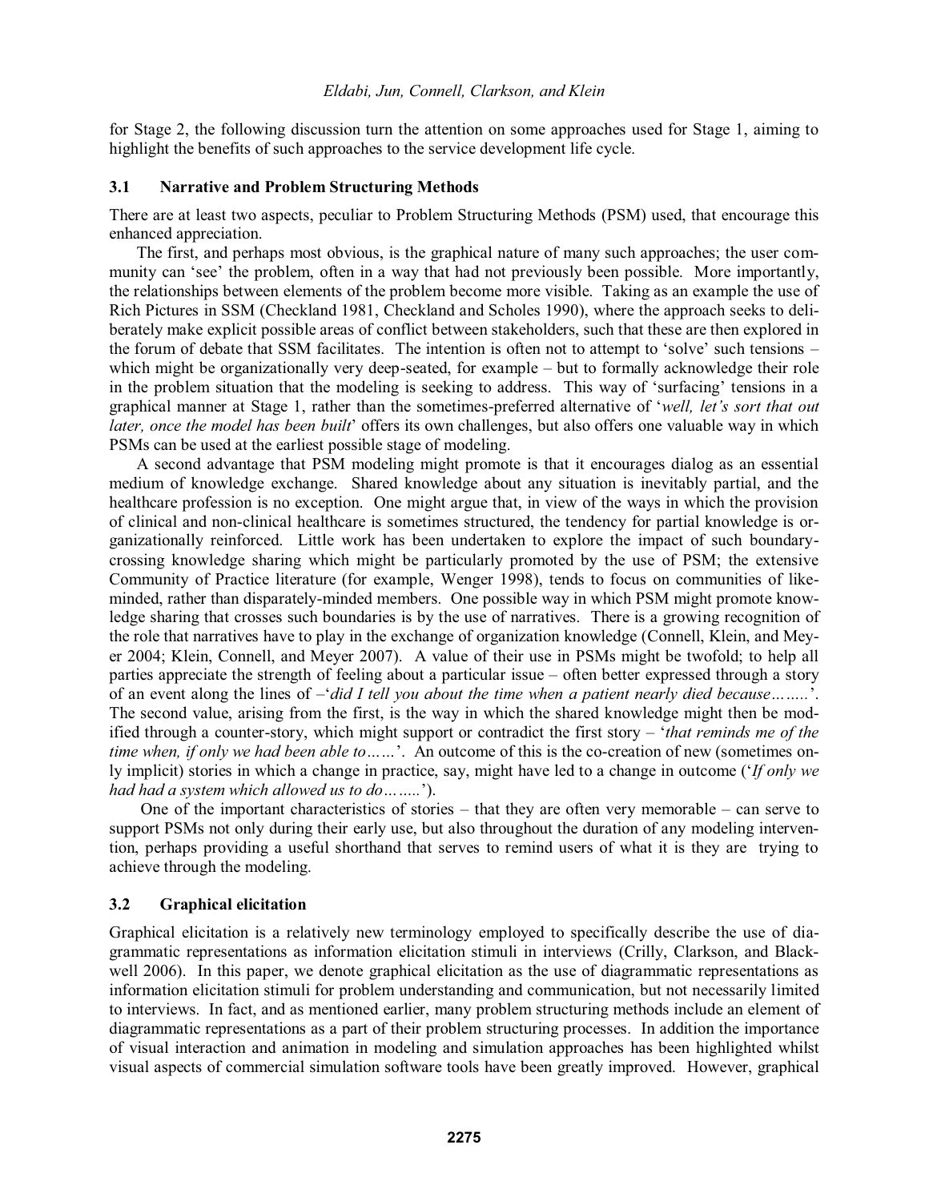for Stage 2, the following discussion turn the attention on some approaches used for Stage 1, aiming to highlight the benefits of such approaches to the service development life cycle.

### 3.1 Narrative and Problem Structuring Methods

There are at least two aspects, peculiar to Problem Structuring Methods (PSM) used, that encourage this enhanced appreciation.

The first, and perhaps most obvious, is the graphical nature of many such approaches; the user community can 'see' the problem, often in a way that had not previously been possible. More importantly, the relationships between elements of the problem become more visible. Taking as an example the use of Rich Pictures in SSM (Checkland 1981, Checkland and Scholes 1990), where the approach seeks to deliberately make explicit possible areas of conflict between stakeholders, such that these are then explored in the forum of debate that SSM facilitates. The intention is often not to attempt to 'solve' such tensions – which might be organizationally very deep-seated, for example – but to formally acknowledge their role in the problem situation that the modeling is seeking to address. This way of 'surfacing' tensions in a graphical manner at Stage 1, rather than the sometimes-preferred alternative of '*well, let's sort that out later, once the model has been built*' offers its own challenges, but also offers one valuable way in which PSMs can be used at the earliest possible stage of modeling.

A second advantage that PSM modeling might promote is that it encourages dialog as an essential medium of knowledge exchange. Shared knowledge about any situation is inevitably partial, and the healthcare profession is no exception. One might argue that, in view of the ways in which the provision of clinical and non-clinical healthcare is sometimes structured, the tendency for partial knowledge is organizationally reinforced. Little work has been undertaken to explore the impact of such boundary-crossing knowledge sharing which might be particularly promoted by the use of PSM; the extensive Community of Practice literature (for example, Wenger 1998), tends to focus on communities of like-minded, rather than disparately-minded members. One possible way in which PSM might promote knowledge sharing that crosses such boundaries is by the use of narratives. There is a growing recognition of the role that narratives have to play in the exchange of organization knowledge (Connell, Klein, and Meyer 2004; Klein, Connell, and Meyer 2007). A value of their use in PSMs might be twofold; to help all parties appreciate the strength of feeling about a particular issue – often better expressed through a story of an event along the lines of –'*did I tell you about the time when a patient nearly died because……..*'. The second value, arising from the first, is the way in which the shared knowledge might then be modified through a counter-story, which might support or contradict the first story – '*that reminds me of the time when, if only we had been able to……*'. An outcome of this is the co-creation of new (sometimes only implicit) stories in which a change in practice, say, might have led to a change in outcome ('*If only we had had a system which allowed us to do……..*').

One of the important characteristics of stories – that they are often very memorable – can serve to support PSMs not only during their early use, but also throughout the duration of any modeling intervention, perhaps providing a useful shorthand that serves to remind users of what it is they are trying to achieve through the modeling.

### 3.2 Graphical elicitation

Graphical elicitation is a relatively new terminology employed to specifically describe the use of diagrammatic representations as information elicitation stimuli in interviews (Crilly, Clarkson, and Blackwell 2006). In this paper, we denote graphical elicitation as the use of diagrammatic representations as information elicitation stimuli for problem understanding and communication, but not necessarily limited to interviews. In fact, and as mentioned earlier, many problem structuring methods include an element of diagrammatic representations as a part of their problem structuring processes. In addition the importance of visual interaction and animation in modeling and simulation approaches has been highlighted whilst visual aspects of commercial simulation software tools have been greatly improved. However, graphical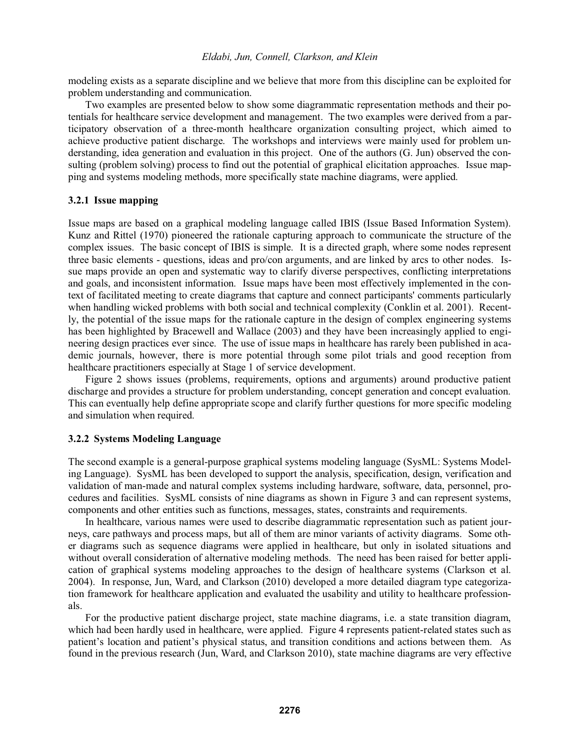modeling exists as a separate discipline and we believe that more from this discipline can be exploited for problem understanding and communication.

Two examples are presented below to show some diagrammatic representation methods and their potentials for healthcare service development and management. The two examples were derived from a participatory observation of a three-month healthcare organization consulting project, which aimed to achieve productive patient discharge. The workshops and interviews were mainly used for problem understanding, idea generation and evaluation in this project. One of the authors (G. Jun) observed the consulting (problem solving) process to find out the potential of graphical elicitation approaches. Issue mapping and systems modeling methods, more specifically state machine diagrams, were applied.

### 3.2.1 Issue mapping

Issue maps are based on a graphical modeling language called IBIS (Issue Based Information System). Kunz and Rittel (1970) pioneered the rationale capturing approach to communicate the structure of the complex issues. The basic concept of IBIS is simple. It is a directed graph, where some nodes represent three basic elements - questions, ideas and pro/con arguments, and are linked by arcs to other nodes. Issue maps provide an open and systematic way to clarify diverse perspectives, conflicting interpretations and goals, and inconsistent information. Issue maps have been most effectively implemented in the context of facilitated meeting to create diagrams that capture and connect participants' comments particularly when handling wicked problems with both social and technical complexity (Conklin et al. 2001). Recently, the potential of the issue maps for the rationale capture in the design of complex engineering systems has been highlighted by Bracewell and Wallace (2003) and they have been increasingly applied to engineering design practices ever since. The use of issue maps in healthcare has rarely been published in academic journals, however, there is more potential through some pilot trials and good reception from healthcare practitioners especially at Stage 1 of service development.

Figure 2 shows issues (problems, requirements, options and arguments) around productive patient discharge and provides a structure for problem understanding, concept generation and concept evaluation. This can eventually help define appropriate scope and clarify further questions for more specific modeling and simulation when required.

### 3.2.2 Systems Modeling Language

The second example is a general-purpose graphical systems modeling language (SysML: Systems Modeling Language). SysML has been developed to support the analysis, specification, design, verification and validation of man-made and natural complex systems including hardware, software, data, personnel, procedures and facilities. SysML consists of nine diagrams as shown in Figure 3 and can represent systems, components and other entities such as functions, messages, states, constraints and requirements.

In healthcare, various names were used to describe diagrammatic representation such as patient journeys, care pathways and process maps, but all of them are minor variants of activity diagrams. Some other diagrams such as sequence diagrams were applied in healthcare, but only in isolated situations and without overall consideration of alternative modeling methods. The need has been raised for better application of graphical systems modeling approaches to the design of healthcare systems (Clarkson et al. 2004). In response, Jun, Ward, and Clarkson (2010) developed a more detailed diagram type categorization framework for healthcare application and evaluated the usability and utility to healthcare professionals.

For the productive patient discharge project, state machine diagrams, i.e. a state transition diagram, which had been hardly used in healthcare, were applied. Figure 4 represents patient-related states such as patient's location and patient's physical status, and transition conditions and actions between them. As found in the previous research (Jun, Ward, and Clarkson 2010), state machine diagrams are very effective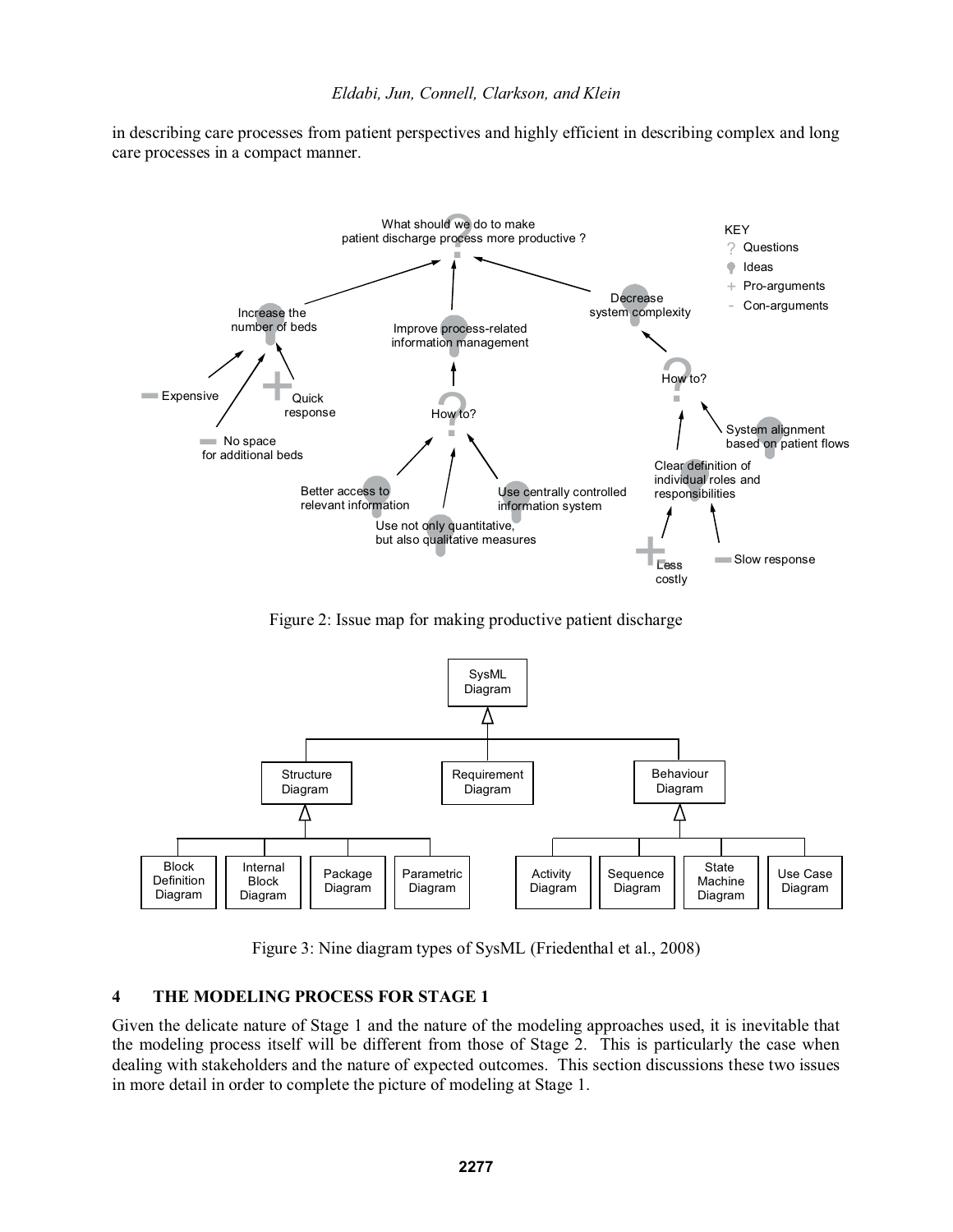in describing care processes from patient perspectives and highly efficient in describing complex and long care processes in a compact manner.

Figure 2: Issue map for making productive patient discharge

Figure 3: Nine diagram types of SysML (Friedenthal et al., 2008)

## 4 THE MODELING PROCESS FOR STAGE 1

Given the delicate nature of Stage 1 and the nature of the modeling approaches used, it is inevitable that the modeling process itself will be different from those of Stage 2. This is particularly the case when dealing with stakeholders and the nature of expected outcomes. This section discussions these two issues in more detail in order to complete the picture of modeling at Stage 1.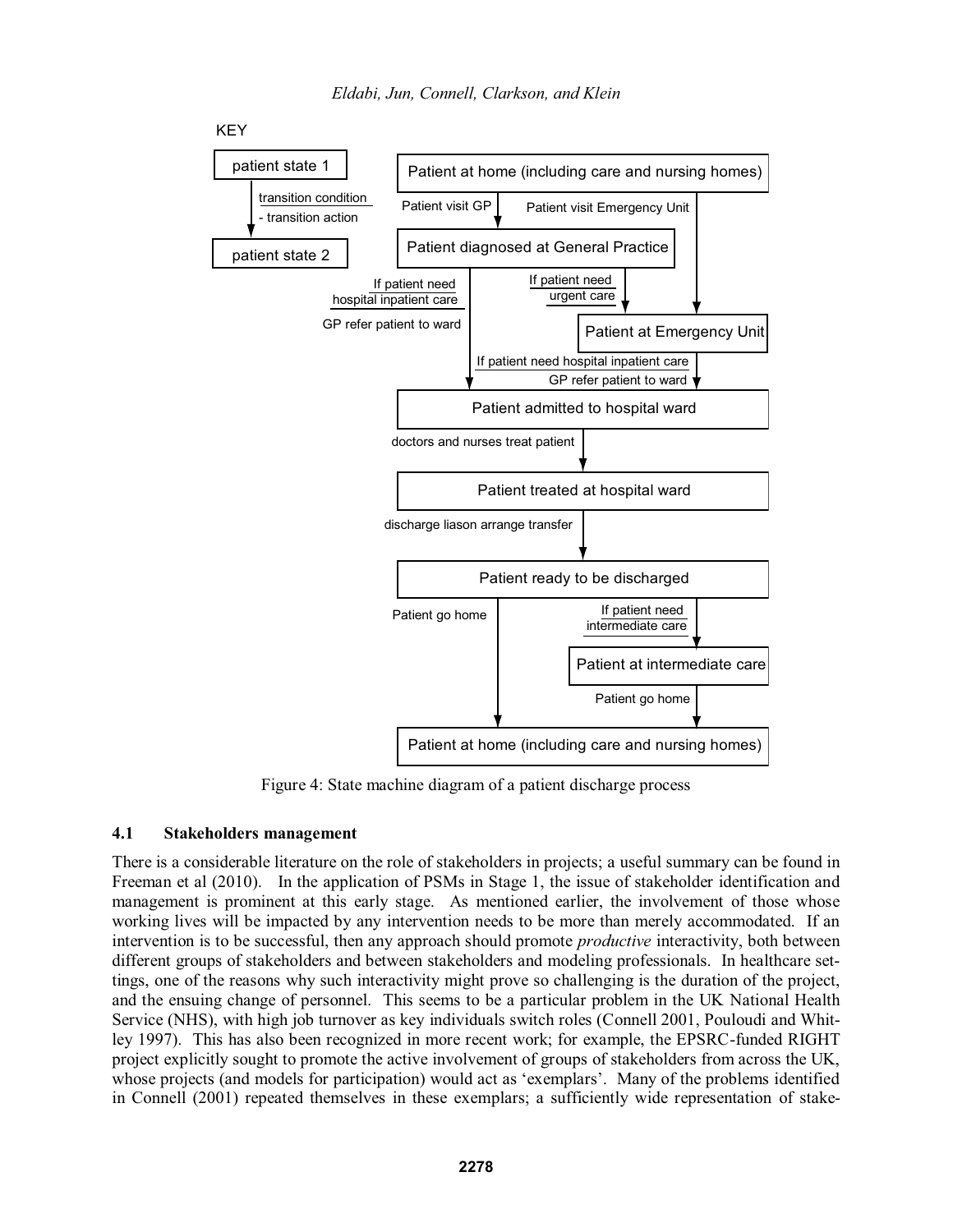Figure 4: State machine diagram of a patient discharge process

### 4.1 Stakeholders management

There is a considerable literature on the role of stakeholders in projects; a useful summary can be found in Freeman et al (2010). In the application of PSMs in Stage 1, the issue of stakeholder identification and management is prominent at this early stage. As mentioned earlier, the involvement of those whose working lives will be impacted by any intervention needs to be more than merely accommodated. If an intervention is to be successful, then any approach should promote *productive* interactivity, both between different groups of stakeholders and between stakeholders and modeling professionals. In healthcare settings, one of the reasons why such interactivity might prove so challenging is the duration of the project, and the ensuing change of personnel. This seems to be a particular problem in the UK National Health Service (NHS), with high job turnover as key individuals switch roles (Connell 2001, Pouloudi and Whitley 1997). This has also been recognized in more recent work; for example, the EPSRC-funded RIGHT project explicitly sought to promote the active involvement of groups of stakeholders from across the UK, whose projects (and models for participation) would act as 'exemplars'. Many of the problems identified in Connell (2001) repeated themselves in these exemplars; a sufficiently wide representation of stake-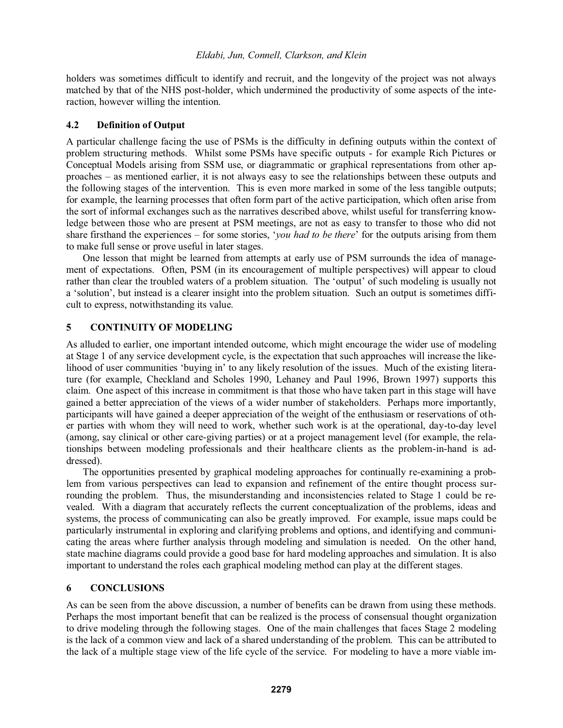holders was sometimes difficult to identify and recruit, and the longevity of the project was not always matched by that of the NHS post-holder, which undermined the productivity of some aspects of the interaction, however willing the intention.

### 4.2 Definition of Output

A particular challenge facing the use of PSMs is the difficulty in defining outputs within the context of problem structuring methods. Whilst some PSMs have specific outputs - for example Rich Pictures or Conceptual Models arising from SSM use, or diagrammatic or graphical representations from other approaches – as mentioned earlier, it is not always easy to see the relationships between these outputs and the following stages of the intervention. This is even more marked in some of the less tangible outputs; for example, the learning processes that often form part of the active participation, which often arise from the sort of informal exchanges such as the narratives described above, whilst useful for transferring knowledge between those who are present at PSM meetings, are not as easy to transfer to those who did not share firsthand the experiences – for some stories, '*you had to be there*' for the outputs arising from them to make full sense or prove useful in later stages.

One lesson that might be learned from attempts at early use of PSM surrounds the idea of management of expectations. Often, PSM (in its encouragement of multiple perspectives) will appear to cloud rather than clear the troubled waters of a problem situation. The 'output' of such modeling is usually not a 'solution', but instead is a clearer insight into the problem situation. Such an output is sometimes difficult to express, notwithstanding its value.

## 5 CONTINUITY OF MODELING

As alluded to earlier, one important intended outcome, which might encourage the wider use of modeling at Stage 1 of any service development cycle, is the expectation that such approaches will increase the likelihood of user communities 'buying in' to any likely resolution of the issues. Much of the existing literature (for example, Checkland and Scholes 1990, Lehaney and Paul 1996, Brown 1997) supports this claim. One aspect of this increase in commitment is that those who have taken part in this stage will have gained a better appreciation of the views of a wider number of stakeholders. Perhaps more importantly, participants will have gained a deeper appreciation of the weight of the enthusiasm or reservations of other parties with whom they will need to work, whether such work is at the operational, day-to-day level (among, say clinical or other care-giving parties) or at a project management level (for example, the relationships between modeling professionals and their healthcare clients as the problem-in-hand is addressed).

The opportunities presented by graphical modeling approaches for continually re-examining a problem from various perspectives can lead to expansion and refinement of the entire thought process surrounding the problem. Thus, the misunderstanding and inconsistencies related to Stage 1 could be revealed. With a diagram that accurately reflects the current conceptualization of the problems, ideas and systems, the process of communicating can also be greatly improved. For example, issue maps could be particularly instrumental in exploring and clarifying problems and options, and identifying and communicating the areas where further analysis through modeling and simulation is needed. On the other hand, state machine diagrams could provide a good base for hard modeling approaches and simulation. It is also important to understand the roles each graphical modeling method can play at the different stages.

## 6 CONCLUSIONS

As can be seen from the above discussion, a number of benefits can be drawn from using these methods. Perhaps the most important benefit that can be realized is the process of consensual thought organization to drive modeling through the following stages. One of the main challenges that faces Stage 2 modeling is the lack of a common view and lack of a shared understanding of the problem. This can be attributed to the lack of a multiple stage view of the life cycle of the service. For modeling to have a more viable im-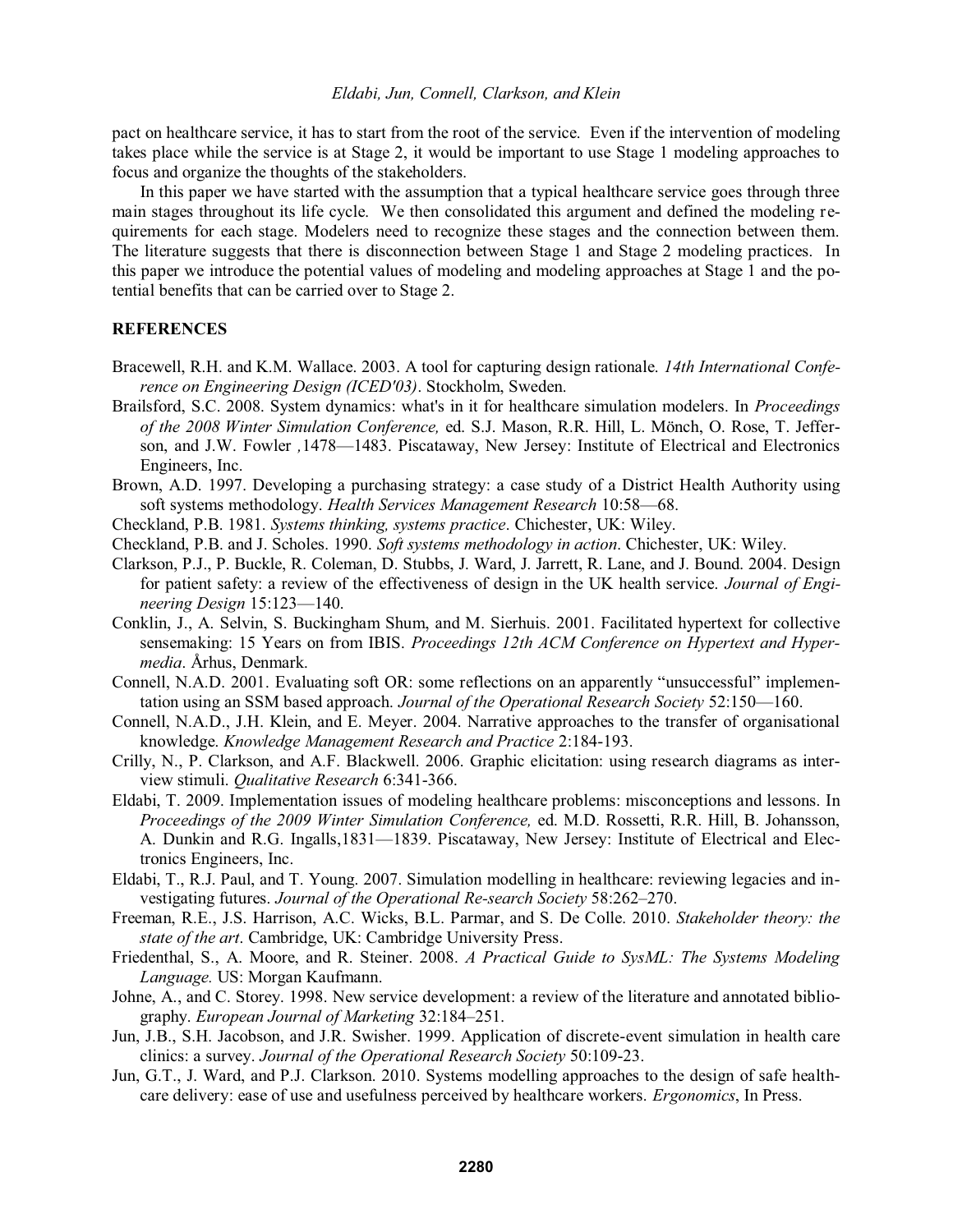pact on healthcare service, it has to start from the root of the service. Even if the intervention of modeling takes place while the service is at Stage 2, it would be important to use Stage 1 modeling approaches to focus and organize the thoughts of the stakeholders.

In this paper we have started with the assumption that a typical healthcare service goes through three main stages throughout its life cycle. We then consolidated this argument and defined the modeling requirements for each stage. Modelers need to recognize these stages and the connection between them. The literature suggests that there is disconnection between Stage 1 and Stage 2 modeling practices. In this paper we introduce the potential values of modeling and modeling approaches at Stage 1 and the potential benefits that can be carried over to Stage 2.

## REFERENCES

Bracewell, R.H. and K.M. Wallace. 2003. A tool for capturing design rationale. *14th International Conference on Engineering Design (ICED'03)*. Stockholm, Sweden.

Brailsford, S.C. 2008. System dynamics: what's in it for healthcare simulation modelers. In *Proceedings of the 2008 Winter Simulation Conference,* ed. S.J. Mason, R.R. Hill, L. Mönch, O. Rose, T. Jefferson, and J.W. Fowler ,1478—1483. Piscataway, New Jersey: Institute of Electrical and Electronics Engineers, Inc.

Brown, A.D. 1997. Developing a purchasing strategy: a case study of a District Health Authority using soft systems methodology. *Health Services Management Research* 10:58—68.

Checkland, P.B. 1981. *Systems thinking, systems practice*. Chichester, UK: Wiley.

Checkland, P.B. and J. Scholes. 1990. *Soft systems methodology in action*. Chichester, UK: Wiley.

Clarkson, P.J., P. Buckle, R. Coleman, D. Stubbs, J. Ward, J. Jarrett, R. Lane, and J. Bound. 2004. Design for patient safety: a review of the effectiveness of design in the UK health service. *Journal of Engineering Design* 15:123—140.

Conklin, J., A. Selvin, S. Buckingham Shum, and M. Sierhuis. 2001. Facilitated hypertext for collective sensemaking: 15 Years on from IBIS. *Proceedings 12th ACM Conference on Hypertext and Hypermedia*. Århus, Denmark.

Connell, N.A.D. 2001. Evaluating soft OR: some reflections on an apparently "unsuccessful" implementation using an SSM based approach. *Journal of the Operational Research Society* 52:150—160.

Connell, N.A.D., J.H. Klein, and E. Meyer. 2004. Narrative approaches to the transfer of organisational knowledge. *Knowledge Management Research and Practice* 2:184-193.

Crilly, N., P. Clarkson, and A.F. Blackwell. 2006. Graphic elicitation: using research diagrams as interview stimuli. *Qualitative Research* 6:341-366.

Eldabi, T. 2009. Implementation issues of modeling healthcare problems: misconceptions and lessons. In *Proceedings of the 2009 Winter Simulation Conference,* ed. M.D. Rossetti, R.R. Hill, B. Johansson, A. Dunkin and R.G. Ingalls,1831—1839. Piscataway, New Jersey: Institute of Electrical and Electronics Engineers, Inc.

Eldabi, T., R.J. Paul, and T. Young. 2007. Simulation modelling in healthcare: reviewing legacies and investigating futures. *Journal of the Operational Re-search Society* 58:262–270.

Freeman, R.E., J.S. Harrison, A.C. Wicks, B.L. Parmar, and S. De Colle. 2010. *Stakeholder theory: the state of the art*. Cambridge, UK: Cambridge University Press.

Friedenthal, S., A. Moore, and R. Steiner. 2008. *A Practical Guide to SysML: The Systems Modeling Language.* US: Morgan Kaufmann.

Johne, A., and C. Storey. 1998. New service development: a review of the literature and annotated bibliography. *European Journal of Marketing* 32:184–251.

Jun, J.B., S.H. Jacobson, and J.R. Swisher. 1999. Application of discrete-event simulation in health care clinics: a survey. *Journal of the Operational Research Society* 50:109-23.

Jun, G.T., J. Ward, and P.J. Clarkson. 2010. Systems modelling approaches to the design of safe healthcare delivery: ease of use and usefulness perceived by healthcare workers. *Ergonomics*, In Press.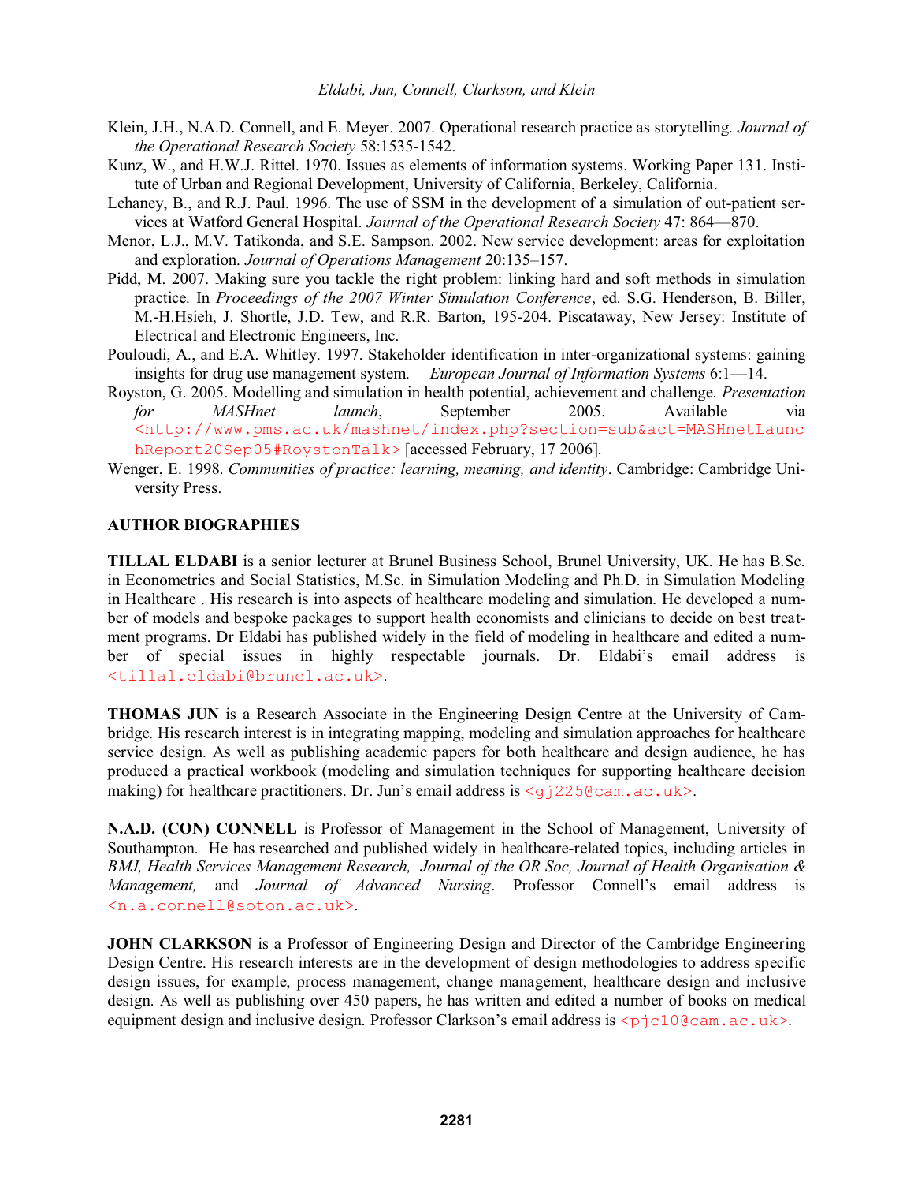Klein, J.H., N.A.D. Connell, and E. Meyer. 2007. Operational research practice as storytelling. *Journal of the Operational Research Society* 58:1535-1542.

Kunz, W., and H.W.J. Rittel. 1970. Issues as elements of information systems. Working Paper 131. Institute of Urban and Regional Development, University of California, Berkeley, California.

Lehaney, B., and R.J. Paul. 1996. The use of SSM in the development of a simulation of out-patient services at Watford General Hospital. *Journal of the Operational Research Society* 47: 864—870.

Menor, L.J., M.V. Tatikonda, and S.E. Sampson. 2002. New service development: areas for exploitation and exploration. *Journal of Operations Management* 20:135–157.

Pidd, M. 2007. Making sure you tackle the right problem: linking hard and soft methods in simulation practice. In *Proceedings of the 2007 Winter Simulation Conference*, ed. S.G. Henderson, B. Biller, M.-H.Hsieh, J. Shortle, J.D. Tew, and R.R. Barton, 195-204. Piscataway, New Jersey: Institute of Electrical and Electronic Engineers, Inc.

Pouloudi, A., and E.A. Whitley. 1997. Stakeholder identification in inter-organizational systems: gaining insights for drug use management system. *European Journal of Information Systems* 6:1—14.

Royston, G. 2005. Modelling and simulation in health potential, achievement and challenge. *Presentation for MASHnet launch*, September 2005. Available via <http://www.pms.ac.uk/mashnet/index.php?section=sub&act=MASHnetLaunchReport20Sep05#RoystonTalk> [accessed February, 17 2006].

Wenger, E. 1998. *Communities of practice: learning, meaning, and identity*. Cambridge: Cambridge University Press.

## AUTHOR BIOGRAPHIES

**TILLAL ELDABI** is a senior lecturer at Brunel Business School, Brunel University, UK. He has B.Sc. in Econometrics and Social Statistics, M.Sc. in Simulation Modeling and Ph.D. in Simulation Modeling in Healthcare . His research is into aspects of healthcare modeling and simulation. He developed a number of models and bespoke packages to support health economists and clinicians to decide on best treatment programs. Dr Eldabi has published widely in the field of modeling in healthcare and edited a number of special issues in highly respectable journals. Dr. Eldabi's email address is <tillal.eldabi@brunel.ac.uk>.

**THOMAS JUN** is a Research Associate in the Engineering Design Centre at the University of Cambridge. His research interest is in integrating mapping, modeling and simulation approaches for healthcare service design. As well as publishing academic papers for both healthcare and design audience, he has produced a practical workbook (modeling and simulation techniques for supporting healthcare decision making) for healthcare practitioners. Dr. Jun's email address is <gj225@cam.ac.uk>.

**N.A.D. (CON) CONNELL** is Professor of Management in the School of Management, University of Southampton. He has researched and published widely in healthcare-related topics, including articles in *BMJ, Health Services Management Research, Journal of the OR Soc, Journal of Health Organisation & Management,* and *Journal of Advanced Nursing*. Professor Connell's email address is <n.a.connell@soton.ac.uk>.

**JOHN CLARKSON** is a Professor of Engineering Design and Director of the Cambridge Engineering Design Centre. His research interests are in the development of design methodologies to address specific design issues, for example, process management, change management, healthcare design and inclusive design. As well as publishing over 450 papers, he has written and edited a number of books on medical equipment design and inclusive design. Professor Clarkson's email address is <pjc10@cam.ac.uk>.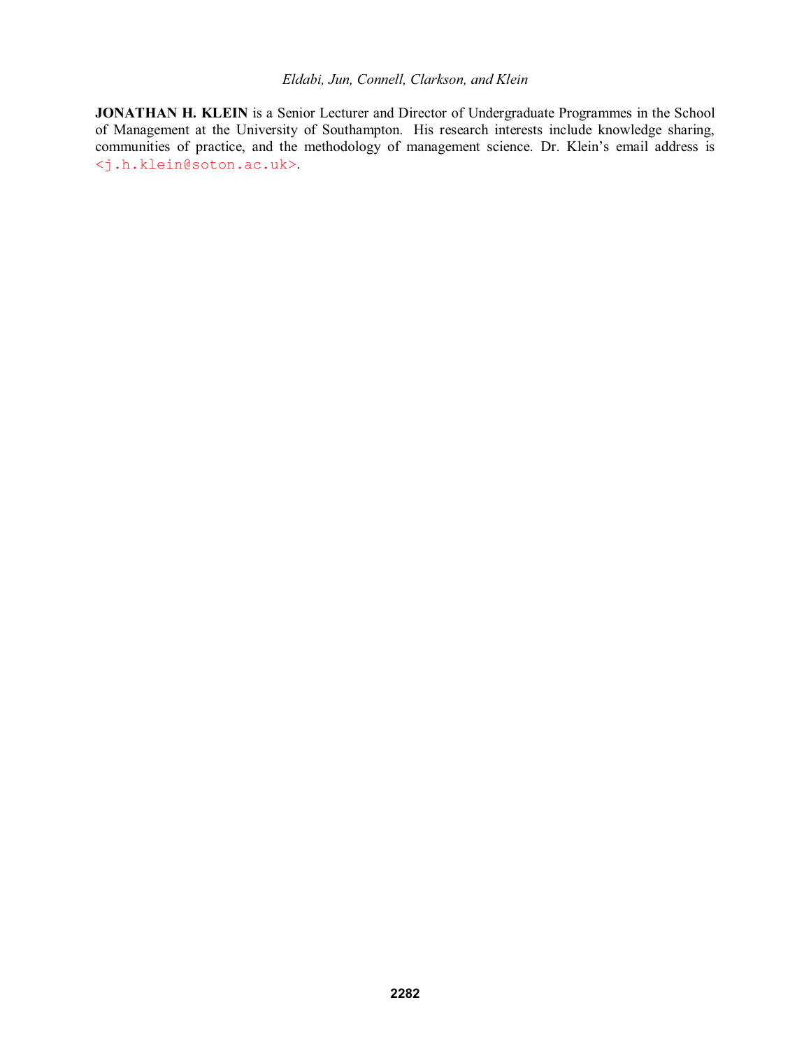**JONATHAN H. KLEIN** is a Senior Lecturer and Director of Undergraduate Programmes in the School of Management at the University of Southampton. His research interests include knowledge sharing, communities of practice, and the methodology of management science. Dr. Klein's email address is <j.h.klein@soton.ac.uk>.